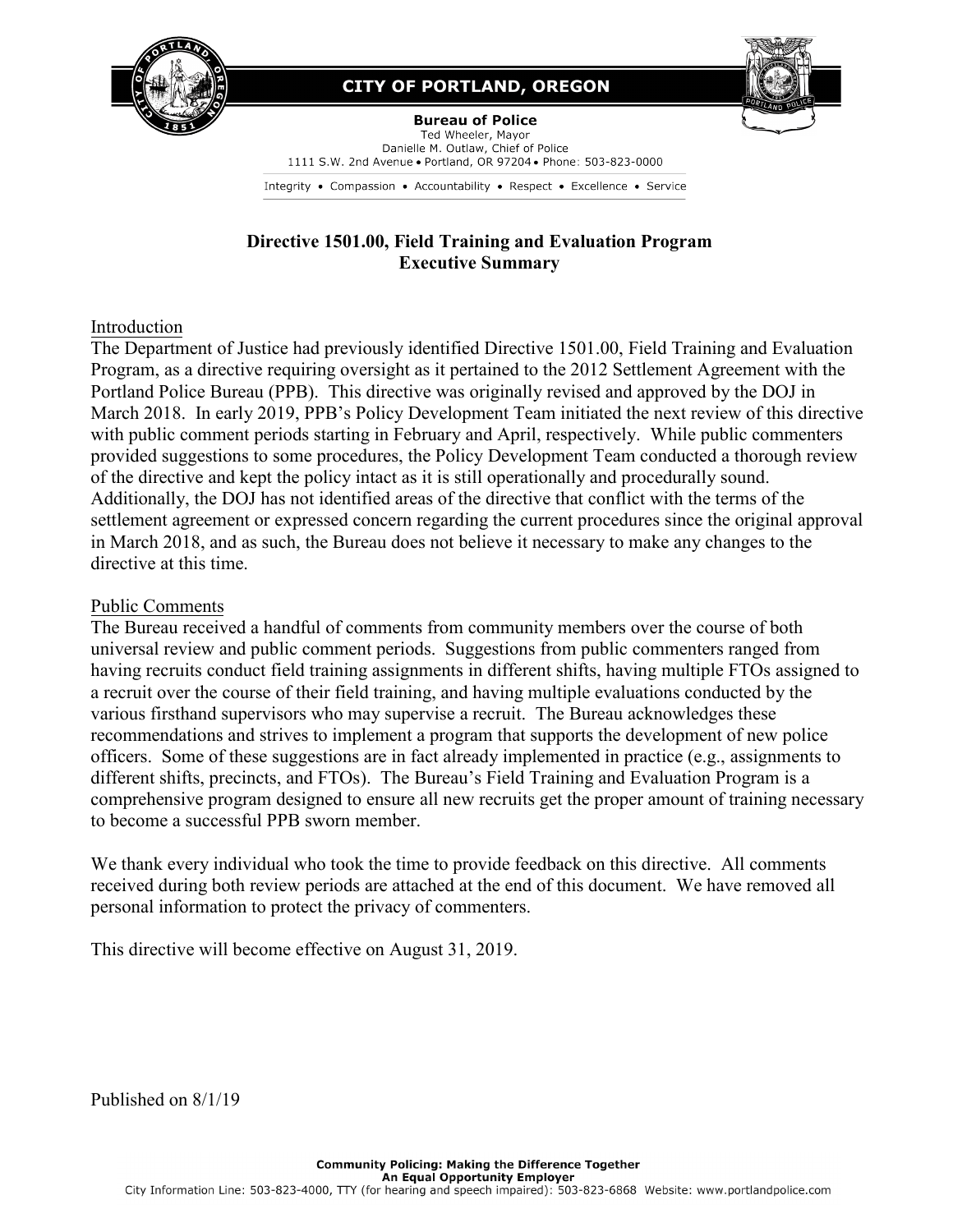CITY OF PORTLAND, OREGON

**Bureau of Police**
Ted Wheeler, Mayor
Danielle M. Outlaw, Chief of Police
1111 S.W. 2nd Avenue • Portland, OR 97204 • Phone: 503-823-0000

Integrity • Compassion • Accountability • Respect • Excellence • Service

# Directive 1501.00, Field Training and Evaluation Program
# Executive Summary

## Introduction

The Department of Justice had previously identified Directive 1501.00, Field Training and Evaluation Program, as a directive requiring oversight as it pertained to the 2012 Settlement Agreement with the Portland Police Bureau (PPB). This directive was originally revised and approved by the DOJ in March 2018. In early 2019, PPB's Policy Development Team initiated the next review of this directive with public comment periods starting in February and April, respectively. While public commenters provided suggestions to some procedures, the Policy Development Team conducted a thorough review of the directive and kept the policy intact as it is still operationally and procedurally sound. Additionally, the DOJ has not identified areas of the directive that conflict with the terms of the settlement agreement or expressed concern regarding the current procedures since the original approval in March 2018, and as such, the Bureau does not believe it necessary to make any changes to the directive at this time.

## Public Comments

The Bureau received a handful of comments from community members over the course of both universal review and public comment periods. Suggestions from public commenters ranged from having recruits conduct field training assignments in different shifts, having multiple FTOs assigned to a recruit over the course of their field training, and having multiple evaluations conducted by the various firsthand supervisors who may supervise a recruit. The Bureau acknowledges these recommendations and strives to implement a program that supports the development of new police officers. Some of these suggestions are in fact already implemented in practice (e.g., assignments to different shifts, precincts, and FTOs). The Bureau's Field Training and Evaluation Program is a comprehensive program designed to ensure all new recruits get the proper amount of training necessary to become a successful PPB sworn member.

We thank every individual who took the time to provide feedback on this directive. All comments received during both review periods are attached at the end of this document. We have removed all personal information to protect the privacy of commenters.

This directive will become effective on August 31, 2019.

Published on 8/1/19

**Community Policing: Making the Difference Together**
**An Equal Opportunity Employer**
City Information Line: 503-823-4000, TTY (for hearing and speech impaired): 503-823-6868 Website: www.portlandpolice.com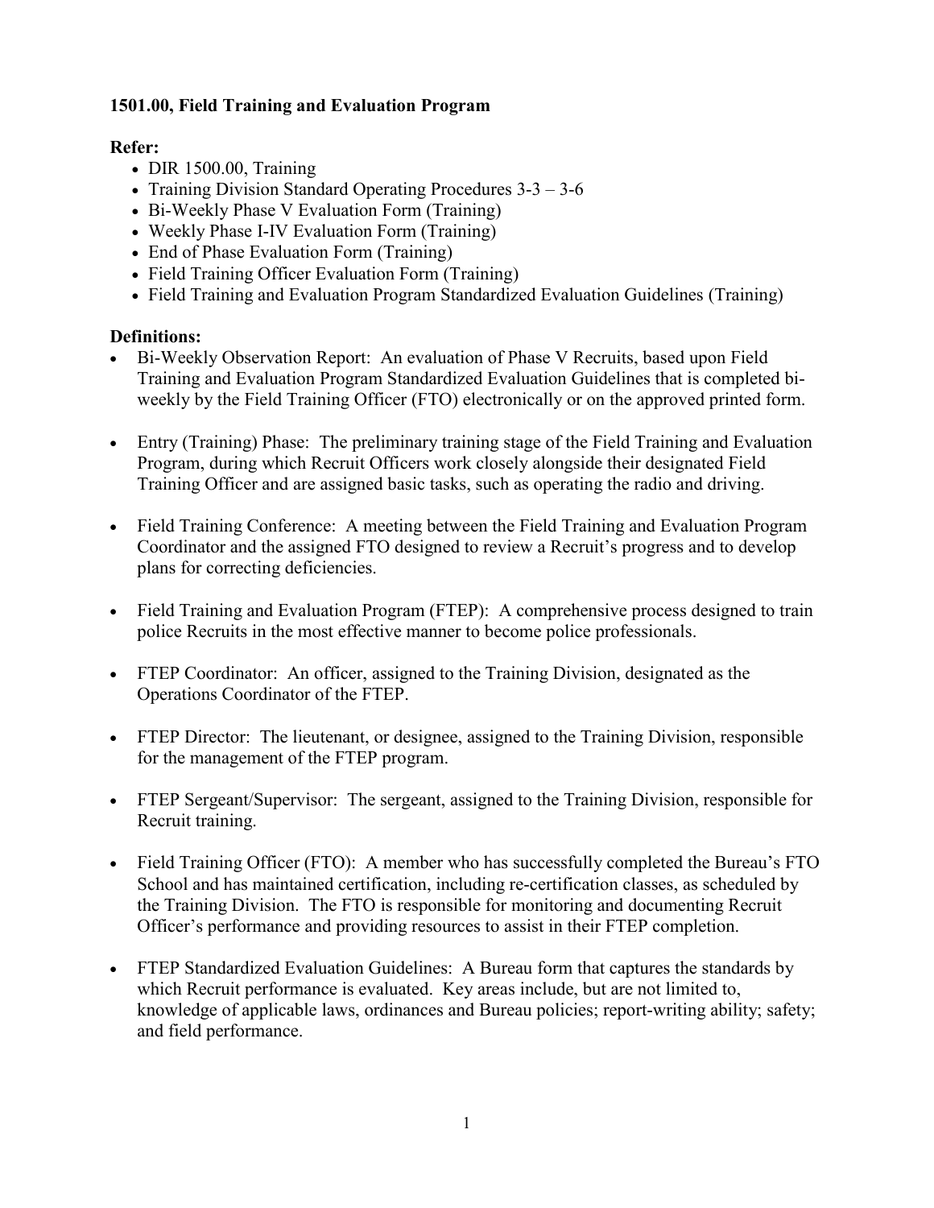**1501.00, Field Training and Evaluation Program**

**Refer:**

- DIR 1500.00, Training
- Training Division Standard Operating Procedures 3-3 – 3-6
- Bi-Weekly Phase V Evaluation Form (Training)
- Weekly Phase I-IV Evaluation Form (Training)
- End of Phase Evaluation Form (Training)
- Field Training Officer Evaluation Form (Training)
- Field Training and Evaluation Program Standardized Evaluation Guidelines (Training)

**Definitions:**

- Bi-Weekly Observation Report: An evaluation of Phase V Recruits, based upon Field Training and Evaluation Program Standardized Evaluation Guidelines that is completed bi-weekly by the Field Training Officer (FTO) electronically or on the approved printed form.
- Entry (Training) Phase: The preliminary training stage of the Field Training and Evaluation Program, during which Recruit Officers work closely alongside their designated Field Training Officer and are assigned basic tasks, such as operating the radio and driving.
- Field Training Conference: A meeting between the Field Training and Evaluation Program Coordinator and the assigned FTO designed to review a Recruit's progress and to develop plans for correcting deficiencies.
- Field Training and Evaluation Program (FTEP): A comprehensive process designed to train police Recruits in the most effective manner to become police professionals.
- FTEP Coordinator: An officer, assigned to the Training Division, designated as the Operations Coordinator of the FTEP.
- FTEP Director: The lieutenant, or designee, assigned to the Training Division, responsible for the management of the FTEP program.
- FTEP Sergeant/Supervisor: The sergeant, assigned to the Training Division, responsible for Recruit training.
- Field Training Officer (FTO): A member who has successfully completed the Bureau's FTO School and has maintained certification, including re-certification classes, as scheduled by the Training Division. The FTO is responsible for monitoring and documenting Recruit Officer's performance and providing resources to assist in their FTEP completion.
- FTEP Standardized Evaluation Guidelines: A Bureau form that captures the standards by which Recruit performance is evaluated. Key areas include, but are not limited to, knowledge of applicable laws, ordinances and Bureau policies; report-writing ability; safety; and field performance.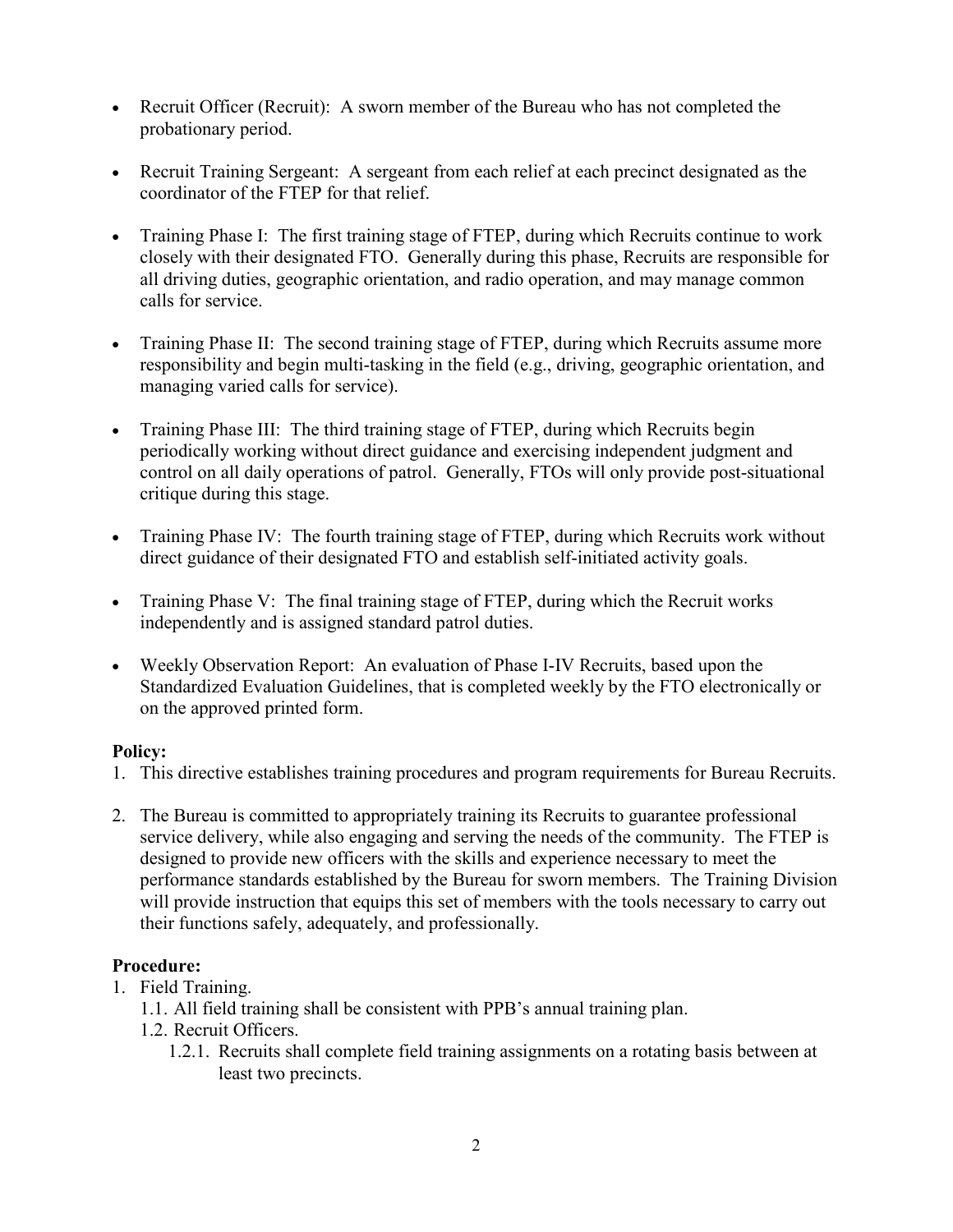- Recruit Officer (Recruit): A sworn member of the Bureau who has not completed the probationary period.

- Recruit Training Sergeant: A sergeant from each relief at each precinct designated as the coordinator of the FTEP for that relief.

- Training Phase I: The first training stage of FTEP, during which Recruits continue to work closely with their designated FTO. Generally during this phase, Recruits are responsible for all driving duties, geographic orientation, and radio operation, and may manage common calls for service.

- Training Phase II: The second training stage of FTEP, during which Recruits assume more responsibility and begin multi-tasking in the field (e.g., driving, geographic orientation, and managing varied calls for service).

- Training Phase III: The third training stage of FTEP, during which Recruits begin periodically working without direct guidance and exercising independent judgment and control on all daily operations of patrol. Generally, FTOs will only provide post-situational critique during this stage.

- Training Phase IV: The fourth training stage of FTEP, during which Recruits work without direct guidance of their designated FTO and establish self-initiated activity goals.

- Training Phase V: The final training stage of FTEP, during which the Recruit works independently and is assigned standard patrol duties.

- Weekly Observation Report: An evaluation of Phase I-IV Recruits, based upon the Standardized Evaluation Guidelines, that is completed weekly by the FTO electronically or on the approved printed form.

**Policy:**

1. This directive establishes training procedures and program requirements for Bureau Recruits.

2. The Bureau is committed to appropriately training its Recruits to guarantee professional service delivery, while also engaging and serving the needs of the community. The FTEP is designed to provide new officers with the skills and experience necessary to meet the performance standards established by the Bureau for sworn members. The Training Division will provide instruction that equips this set of members with the tools necessary to carry out their functions safely, adequately, and professionally.

**Procedure:**

1. Field Training.
   - 1.1. All field training shall be consistent with PPB's annual training plan.
   - 1.2. Recruit Officers.
     - 1.2.1. Recruits shall complete field training assignments on a rotating basis between at least two precincts.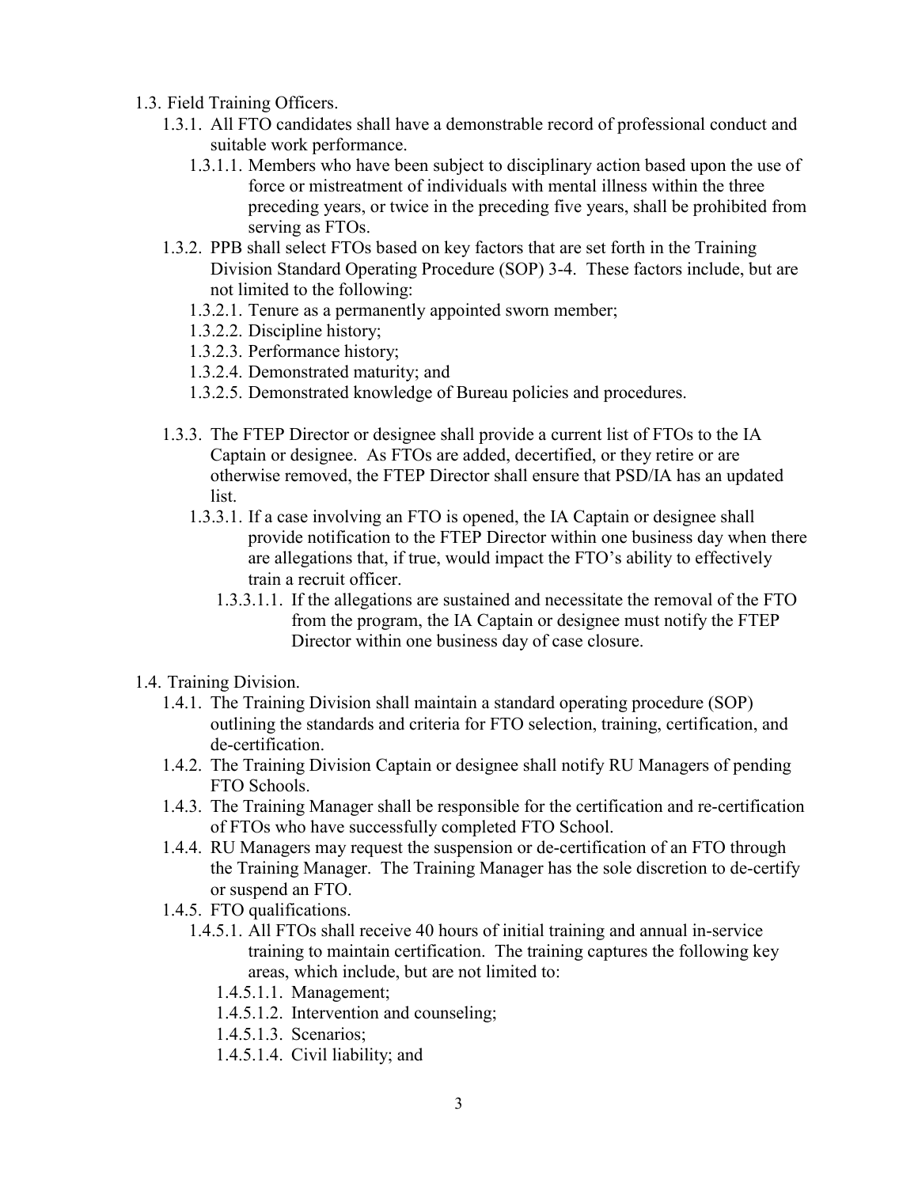1.3. Field Training Officers.

1.3.1. All FTO candidates shall have a demonstrable record of professional conduct and suitable work performance.

1.3.1.1. Members who have been subject to disciplinary action based upon the use of force or mistreatment of individuals with mental illness within the three preceding years, or twice in the preceding five years, shall be prohibited from serving as FTOs.

1.3.2. PPB shall select FTOs based on key factors that are set forth in the Training Division Standard Operating Procedure (SOP) 3-4. These factors include, but are not limited to the following:

1.3.2.1. Tenure as a permanently appointed sworn member;

1.3.2.2. Discipline history;

1.3.2.3. Performance history;

1.3.2.4. Demonstrated maturity; and

1.3.2.5. Demonstrated knowledge of Bureau policies and procedures.

1.3.3. The FTEP Director or designee shall provide a current list of FTOs to the IA Captain or designee. As FTOs are added, decertified, or they retire or are otherwise removed, the FTEP Director shall ensure that PSD/IA has an updated list.

1.3.3.1. If a case involving an FTO is opened, the IA Captain or designee shall provide notification to the FTEP Director within one business day when there are allegations that, if true, would impact the FTO's ability to effectively train a recruit officer.

1.3.3.1.1. If the allegations are sustained and necessitate the removal of the FTO from the program, the IA Captain or designee must notify the FTEP Director within one business day of case closure.

1.4. Training Division.

1.4.1. The Training Division shall maintain a standard operating procedure (SOP) outlining the standards and criteria for FTO selection, training, certification, and de-certification.

1.4.2. The Training Division Captain or designee shall notify RU Managers of pending FTO Schools.

1.4.3. The Training Manager shall be responsible for the certification and re-certification of FTOs who have successfully completed FTO School.

1.4.4. RU Managers may request the suspension or de-certification of an FTO through the Training Manager. The Training Manager has the sole discretion to de-certify or suspend an FTO.

1.4.5. FTO qualifications.

1.4.5.1. All FTOs shall receive 40 hours of initial training and annual in-service training to maintain certification. The training captures the following key areas, which include, but are not limited to:

1.4.5.1.1. Management;

1.4.5.1.2. Intervention and counseling;

1.4.5.1.3. Scenarios;

1.4.5.1.4. Civil liability; and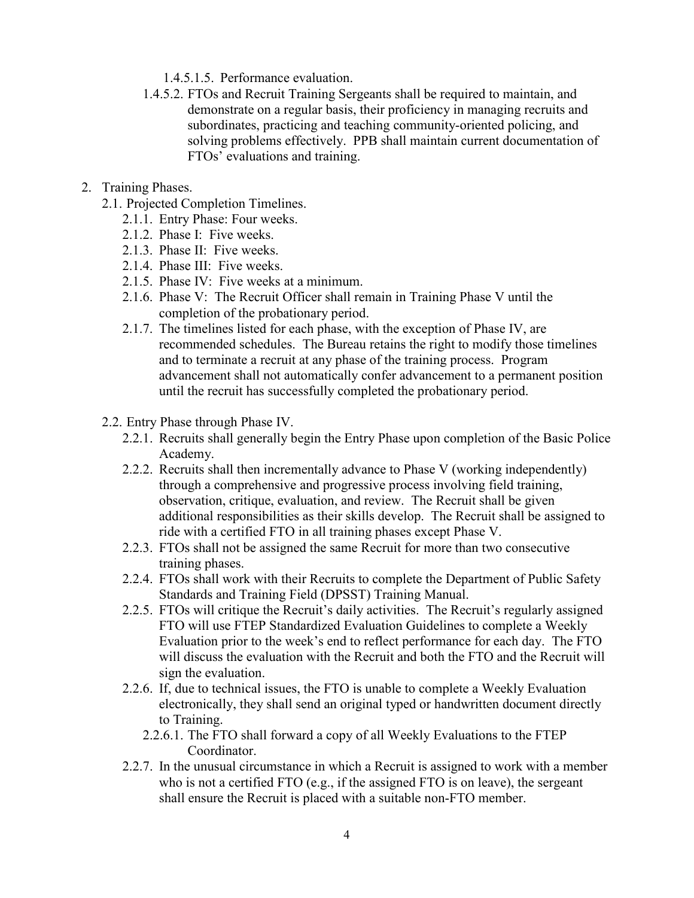1.4.5.1.5. Performance evaluation.

1.4.5.2. FTOs and Recruit Training Sergeants shall be required to maintain, and demonstrate on a regular basis, their proficiency in managing recruits and subordinates, practicing and teaching community-oriented policing, and solving problems effectively. PPB shall maintain current documentation of FTOs' evaluations and training.

2. Training Phases.

2.1. Projected Completion Timelines.

2.1.1. Entry Phase: Four weeks.

2.1.2. Phase I: Five weeks.

2.1.3. Phase II: Five weeks.

2.1.4. Phase III: Five weeks.

2.1.5. Phase IV: Five weeks at a minimum.

2.1.6. Phase V: The Recruit Officer shall remain in Training Phase V until the completion of the probationary period.

2.1.7. The timelines listed for each phase, with the exception of Phase IV, are recommended schedules. The Bureau retains the right to modify those timelines and to terminate a recruit at any phase of the training process. Program advancement shall not automatically confer advancement to a permanent position until the recruit has successfully completed the probationary period.

2.2. Entry Phase through Phase IV.

2.2.1. Recruits shall generally begin the Entry Phase upon completion of the Basic Police Academy.

2.2.2. Recruits shall then incrementally advance to Phase V (working independently) through a comprehensive and progressive process involving field training, observation, critique, evaluation, and review. The Recruit shall be given additional responsibilities as their skills develop. The Recruit shall be assigned to ride with a certified FTO in all training phases except Phase V.

2.2.3. FTOs shall not be assigned the same Recruit for more than two consecutive training phases.

2.2.4. FTOs shall work with their Recruits to complete the Department of Public Safety Standards and Training Field (DPSST) Training Manual.

2.2.5. FTOs will critique the Recruit's daily activities. The Recruit's regularly assigned FTO will use FTEP Standardized Evaluation Guidelines to complete a Weekly Evaluation prior to the week's end to reflect performance for each day. The FTO will discuss the evaluation with the Recruit and both the FTO and the Recruit will sign the evaluation.

2.2.6. If, due to technical issues, the FTO is unable to complete a Weekly Evaluation electronically, they shall send an original typed or handwritten document directly to Training.

2.2.6.1. The FTO shall forward a copy of all Weekly Evaluations to the FTEP Coordinator.

2.2.7. In the unusual circumstance in which a Recruit is assigned to work with a member who is not a certified FTO (e.g., if the assigned FTO is on leave), the sergeant shall ensure the Recruit is placed with a suitable non-FTO member.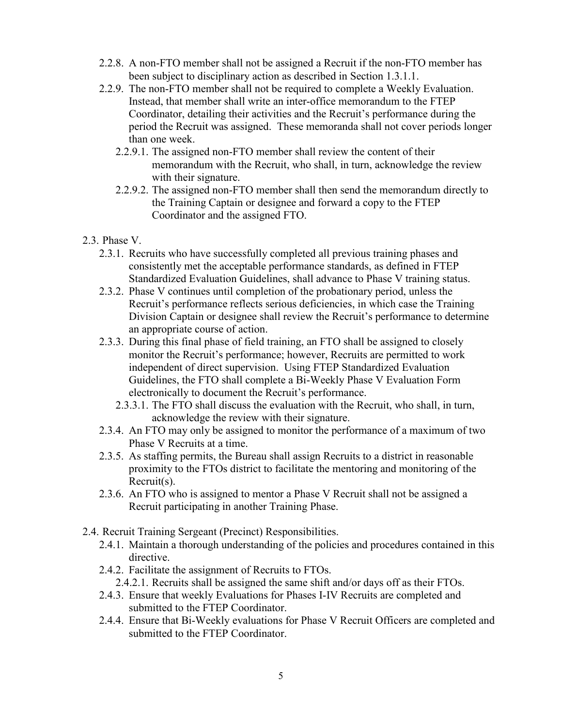2.2.8. A non-FTO member shall not be assigned a Recruit if the non-FTO member has been subject to disciplinary action as described in Section 1.3.1.1.

2.2.9. The non-FTO member shall not be required to complete a Weekly Evaluation. Instead, that member shall write an inter-office memorandum to the FTEP Coordinator, detailing their activities and the Recruit's performance during the period the Recruit was assigned. These memoranda shall not cover periods longer than one week.

2.2.9.1. The assigned non-FTO member shall review the content of their memorandum with the Recruit, who shall, in turn, acknowledge the review with their signature.

2.2.9.2. The assigned non-FTO member shall then send the memorandum directly to the Training Captain or designee and forward a copy to the FTEP Coordinator and the assigned FTO.

2.3. Phase V.

2.3.1. Recruits who have successfully completed all previous training phases and consistently met the acceptable performance standards, as defined in FTEP Standardized Evaluation Guidelines, shall advance to Phase V training status.

2.3.2. Phase V continues until completion of the probationary period, unless the Recruit's performance reflects serious deficiencies, in which case the Training Division Captain or designee shall review the Recruit's performance to determine an appropriate course of action.

2.3.3. During this final phase of field training, an FTO shall be assigned to closely monitor the Recruit's performance; however, Recruits are permitted to work independent of direct supervision. Using FTEP Standardized Evaluation Guidelines, the FTO shall complete a Bi-Weekly Phase V Evaluation Form electronically to document the Recruit's performance.

2.3.3.1. The FTO shall discuss the evaluation with the Recruit, who shall, in turn, acknowledge the review with their signature.

2.3.4. An FTO may only be assigned to monitor the performance of a maximum of two Phase V Recruits at a time.

2.3.5. As staffing permits, the Bureau shall assign Recruits to a district in reasonable proximity to the FTOs district to facilitate the mentoring and monitoring of the Recruit(s).

2.3.6. An FTO who is assigned to mentor a Phase V Recruit shall not be assigned a Recruit participating in another Training Phase.

2.4. Recruit Training Sergeant (Precinct) Responsibilities.

2.4.1. Maintain a thorough understanding of the policies and procedures contained in this directive.

2.4.2. Facilitate the assignment of Recruits to FTOs.

2.4.2.1. Recruits shall be assigned the same shift and/or days off as their FTOs.

2.4.3. Ensure that weekly Evaluations for Phases I-IV Recruits are completed and submitted to the FTEP Coordinator.

2.4.4. Ensure that Bi-Weekly evaluations for Phase V Recruit Officers are completed and submitted to the FTEP Coordinator.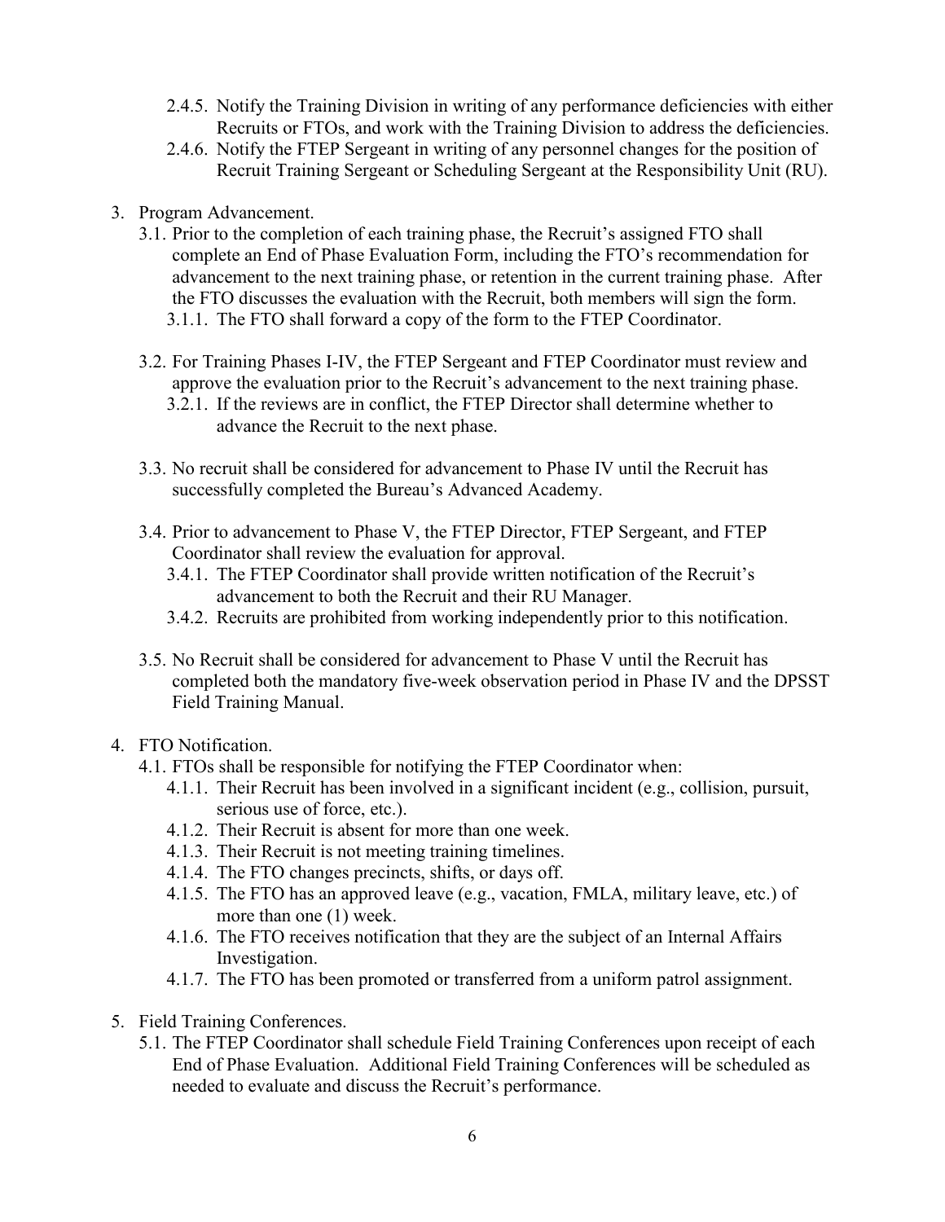- 2.4.5. Notify the Training Division in writing of any performance deficiencies with either Recruits or FTOs, and work with the Training Division to address the deficiencies.
- 2.4.6. Notify the FTEP Sergeant in writing of any personnel changes for the position of Recruit Training Sergeant or Scheduling Sergeant at the Responsibility Unit (RU).

3. Program Advancement.
   - 3.1. Prior to the completion of each training phase, the Recruit's assigned FTO shall complete an End of Phase Evaluation Form, including the FTO's recommendation for advancement to the next training phase, or retention in the current training phase. After the FTO discusses the evaluation with the Recruit, both members will sign the form.
     - 3.1.1. The FTO shall forward a copy of the form to the FTEP Coordinator.
   - 3.2. For Training Phases I-IV, the FTEP Sergeant and FTEP Coordinator must review and approve the evaluation prior to the Recruit's advancement to the next training phase.
     - 3.2.1. If the reviews are in conflict, the FTEP Director shall determine whether to advance the Recruit to the next phase.
   - 3.3. No recruit shall be considered for advancement to Phase IV until the Recruit has successfully completed the Bureau's Advanced Academy.
   - 3.4. Prior to advancement to Phase V, the FTEP Director, FTEP Sergeant, and FTEP Coordinator shall review the evaluation for approval.
     - 3.4.1. The FTEP Coordinator shall provide written notification of the Recruit's advancement to both the Recruit and their RU Manager.
     - 3.4.2. Recruits are prohibited from working independently prior to this notification.
   - 3.5. No Recruit shall be considered for advancement to Phase V until the Recruit has completed both the mandatory five-week observation period in Phase IV and the DPSST Field Training Manual.

4. FTO Notification.
   - 4.1. FTOs shall be responsible for notifying the FTEP Coordinator when:
     - 4.1.1. Their Recruit has been involved in a significant incident (e.g., collision, pursuit, serious use of force, etc.).
     - 4.1.2. Their Recruit is absent for more than one week.
     - 4.1.3. Their Recruit is not meeting training timelines.
     - 4.1.4. The FTO changes precincts, shifts, or days off.
     - 4.1.5. The FTO has an approved leave (e.g., vacation, FMLA, military leave, etc.) of more than one (1) week.
     - 4.1.6. The FTO receives notification that they are the subject of an Internal Affairs Investigation.
     - 4.1.7. The FTO has been promoted or transferred from a uniform patrol assignment.

5. Field Training Conferences.
   - 5.1. The FTEP Coordinator shall schedule Field Training Conferences upon receipt of each End of Phase Evaluation. Additional Field Training Conferences will be scheduled as needed to evaluate and discuss the Recruit's performance.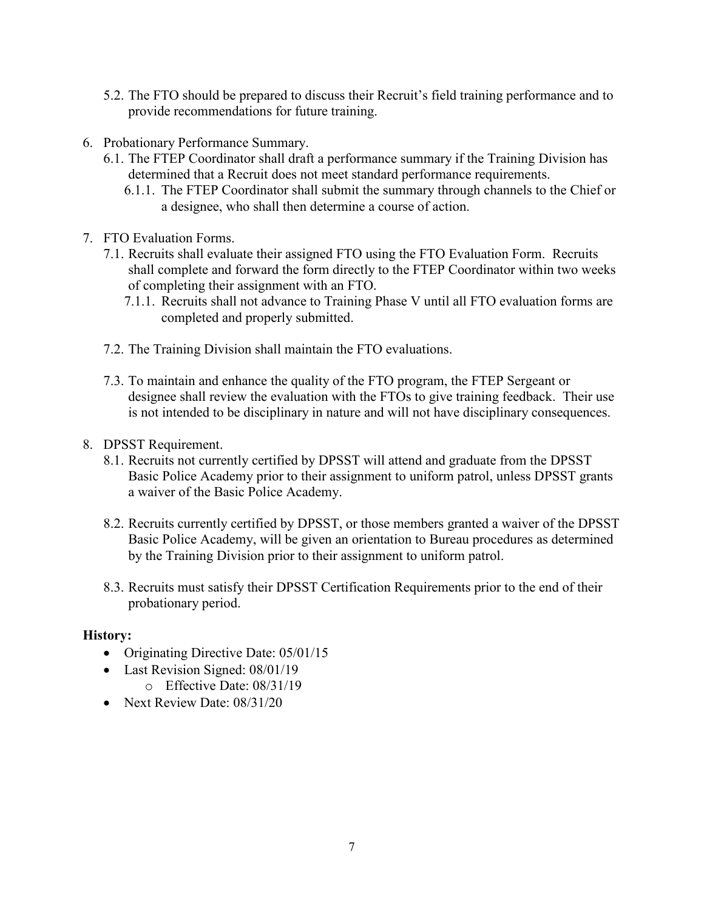5.2. The FTO should be prepared to discuss their Recruit's field training performance and to provide recommendations for future training.

6. Probationary Performance Summary.
   6.1. The FTEP Coordinator shall draft a performance summary if the Training Division has determined that a Recruit does not meet standard performance requirements.
      6.1.1. The FTEP Coordinator shall submit the summary through channels to the Chief or a designee, who shall then determine a course of action.

7. FTO Evaluation Forms.
   7.1. Recruits shall evaluate their assigned FTO using the FTO Evaluation Form. Recruits shall complete and forward the form directly to the FTEP Coordinator within two weeks of completing their assignment with an FTO.
      7.1.1. Recruits shall not advance to Training Phase V until all FTO evaluation forms are completed and properly submitted.

   7.2. The Training Division shall maintain the FTO evaluations.

   7.3. To maintain and enhance the quality of the FTO program, the FTEP Sergeant or designee shall review the evaluation with the FTOs to give training feedback. Their use is not intended to be disciplinary in nature and will not have disciplinary consequences.

8. DPSST Requirement.
   8.1. Recruits not currently certified by DPSST will attend and graduate from the DPSST Basic Police Academy prior to their assignment to uniform patrol, unless DPSST grants a waiver of the Basic Police Academy.

   8.2. Recruits currently certified by DPSST, or those members granted a waiver of the DPSST Basic Police Academy, will be given an orientation to Bureau procedures as determined by the Training Division prior to their assignment to uniform patrol.

   8.3. Recruits must satisfy their DPSST Certification Requirements prior to the end of their probationary period.

**History:**

- Originating Directive Date: 05/01/15
- Last Revision Signed: 08/01/19
  - Effective Date: 08/31/19
- Next Review Date: 08/31/20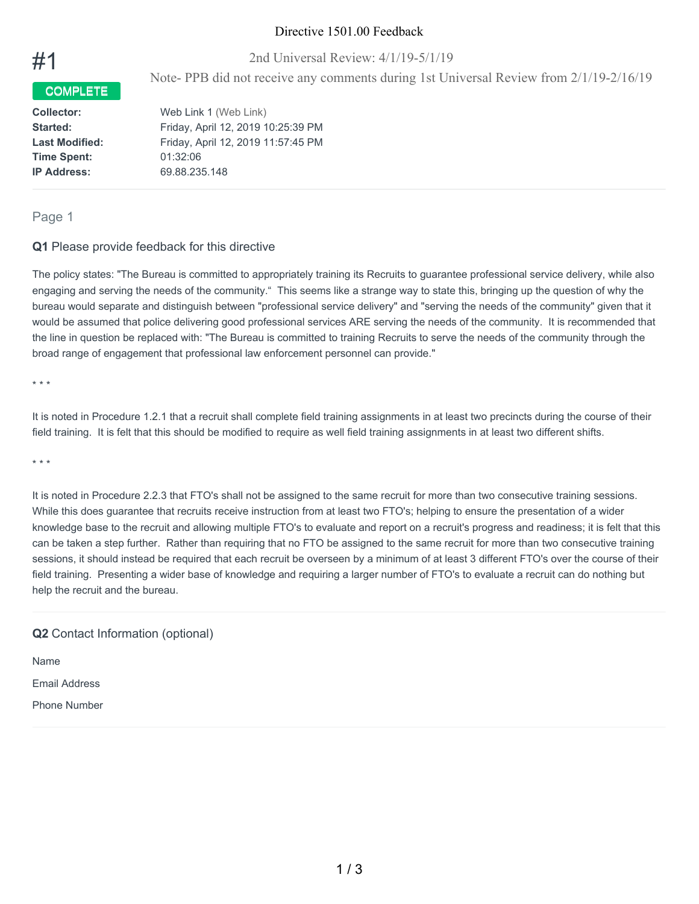Directive 1501.00 Feedback

2nd Universal Review: 4/1/19-5/1/19

Note- PPB did not receive any comments during 1st Universal Review from 2/1/19-2/16/19

# #1

**COMPLETE**

**Collector:** Web Link 1 (Web Link)
**Started:** Friday, April 12, 2019 10:25:39 PM
**Last Modified:** Friday, April 12, 2019 11:57:45 PM
**Time Spent:** 01:32:06
**IP Address:** 69.88.235.148

---

## Page 1

### Q1 Please provide feedback for this directive

The policy states: "The Bureau is committed to appropriately training its Recruits to guarantee professional service delivery, while also engaging and serving the needs of the community." This seems like a strange way to state this, bringing up the question of why the bureau would separate and distinguish between "professional service delivery" and "serving the needs of the community" given that it would be assumed that police delivering good professional services ARE serving the needs of the community. It is recommended that the line in question be replaced with: "The Bureau is committed to training Recruits to serve the needs of the community through the broad range of engagement that professional law enforcement personnel can provide."

\* \* \*

It is noted in Procedure 1.2.1 that a recruit shall complete field training assignments in at least two precincts during the course of their field training. It is felt that this should be modified to require as well field training assignments in at least two different shifts.

\* \* \*

It is noted in Procedure 2.2.3 that FTO's shall not be assigned to the same recruit for more than two consecutive training sessions. While this does guarantee that recruits receive instruction from at least two FTO's; helping to ensure the presentation of a wider knowledge base to the recruit and allowing multiple FTO's to evaluate and report on a recruit's progress and readiness; it is felt that this can be taken a step further. Rather than requiring that no FTO be assigned to the same recruit for more than two consecutive training sessions, it should instead be required that each recruit be overseen by a minimum of at least 3 different FTO's over the course of their field training. Presenting a wider base of knowledge and requiring a larger number of FTO's to evaluate a recruit can do nothing but help the recruit and the bureau.

---

### Q2 Contact Information (optional)

Name

Email Address

Phone Number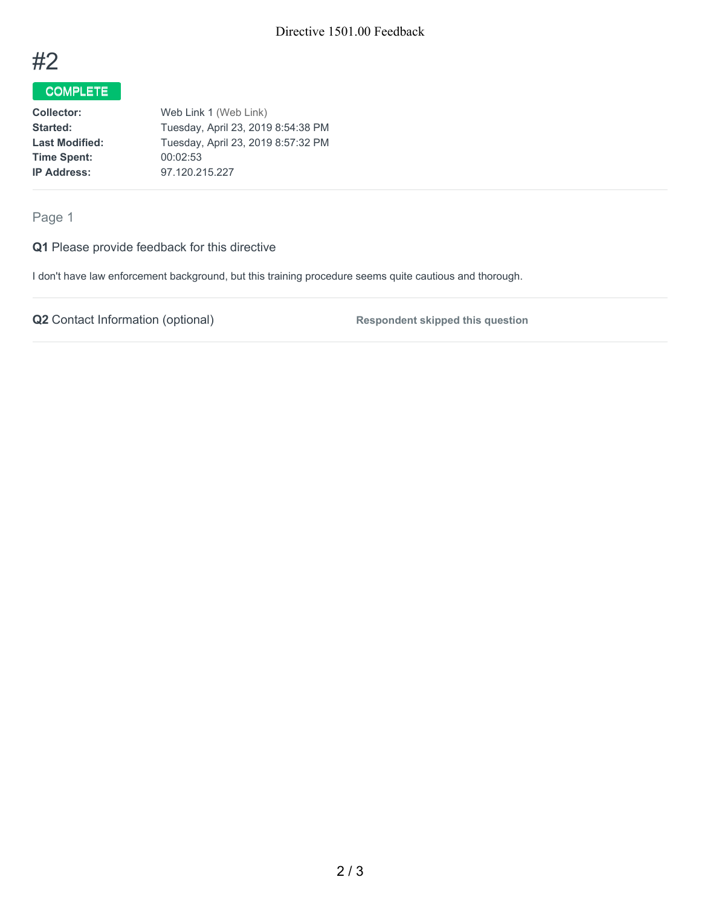# #2

**COMPLETE**

| | |
|---|---|
| **Collector:** | Web Link 1 (Web Link) |
| **Started:** | Tuesday, April 23, 2019 8:54:38 PM |
| **Last Modified:** | Tuesday, April 23, 2019 8:57:32 PM |
| **Time Spent:** | 00:02:53 |
| **IP Address:** | 97.120.215.227 |

## Page 1

**Q1** Please provide feedback for this directive

I don't have law enforcement background, but this training procedure seems quite cautious and thorough.

**Q2** Contact Information (optional) — **Respondent skipped this question**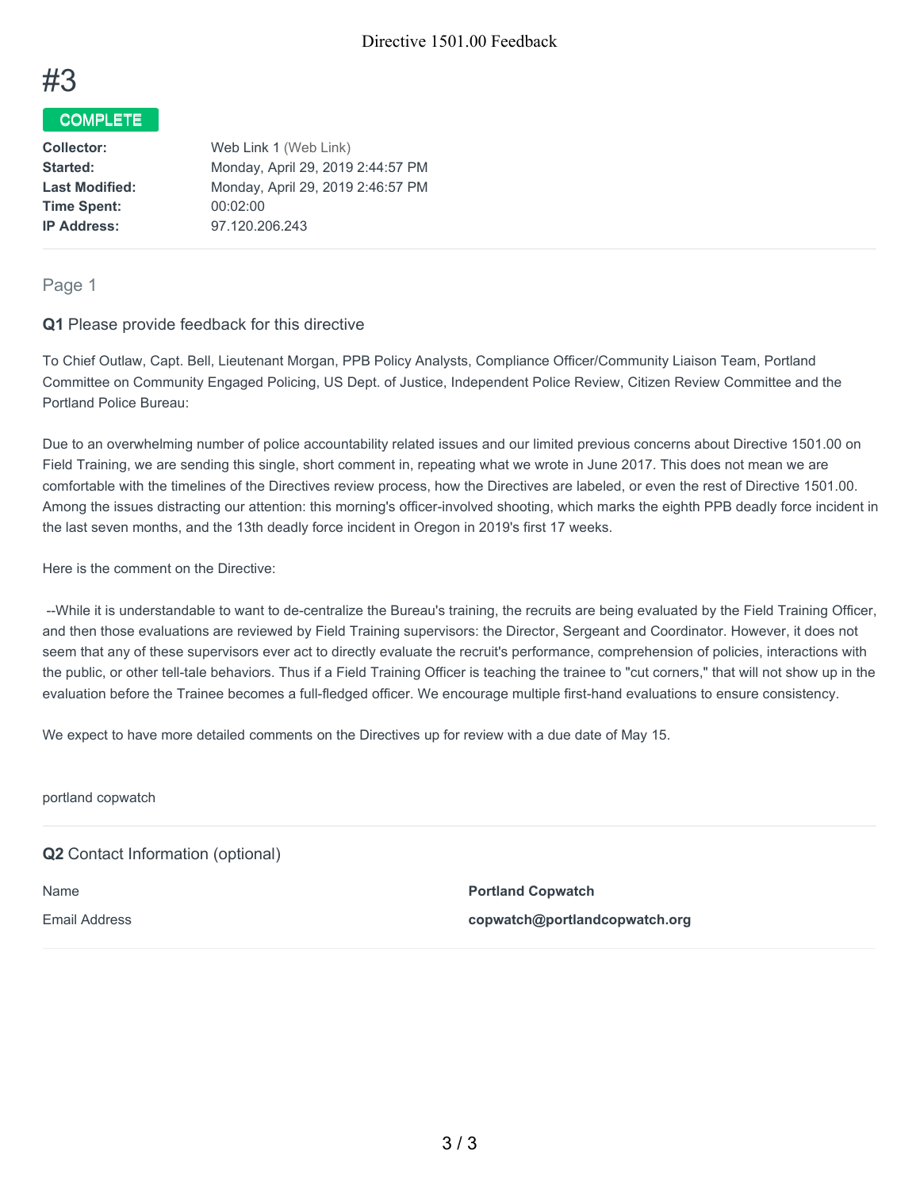# #3

**COMPLETE**

| | |
|---|---|
| **Collector:** | Web Link 1 (Web Link) |
| **Started:** | Monday, April 29, 2019 2:44:57 PM |
| **Last Modified:** | Monday, April 29, 2019 2:46:57 PM |
| **Time Spent:** | 00:02:00 |
| **IP Address:** | 97.120.206.243 |

## Page 1

**Q1** Please provide feedback for this directive

To Chief Outlaw, Capt. Bell, Lieutenant Morgan, PPB Policy Analysts, Compliance Officer/Community Liaison Team, Portland Committee on Community Engaged Policing, US Dept. of Justice, Independent Police Review, Citizen Review Committee and the Portland Police Bureau:

Due to an overwhelming number of police accountability related issues and our limited previous concerns about Directive 1501.00 on Field Training, we are sending this single, short comment in, repeating what we wrote in June 2017. This does not mean we are comfortable with the timelines of the Directives review process, how the Directives are labeled, or even the rest of Directive 1501.00. Among the issues distracting our attention: this morning's officer-involved shooting, which marks the eighth PPB deadly force incident in the last seven months, and the 13th deadly force incident in Oregon in 2019's first 17 weeks.

Here is the comment on the Directive:

--While it is understandable to want to de-centralize the Bureau's training, the recruits are being evaluated by the Field Training Officer, and then those evaluations are reviewed by Field Training supervisors: the Director, Sergeant and Coordinator. However, it does not seem that any of these supervisors ever act to directly evaluate the recruit's performance, comprehension of policies, interactions with the public, or other tell-tale behaviors. Thus if a Field Training Officer is teaching the trainee to "cut corners," that will not show up in the evaluation before the Trainee becomes a full-fledged officer. We encourage multiple first-hand evaluations to ensure consistency.

We expect to have more detailed comments on the Directives up for review with a due date of May 15.

portland copwatch

**Q2** Contact Information (optional)

| | |
|---|---|
| Name | **Portland Copwatch** |
| Email Address | **copwatch@portlandcopwatch.org** |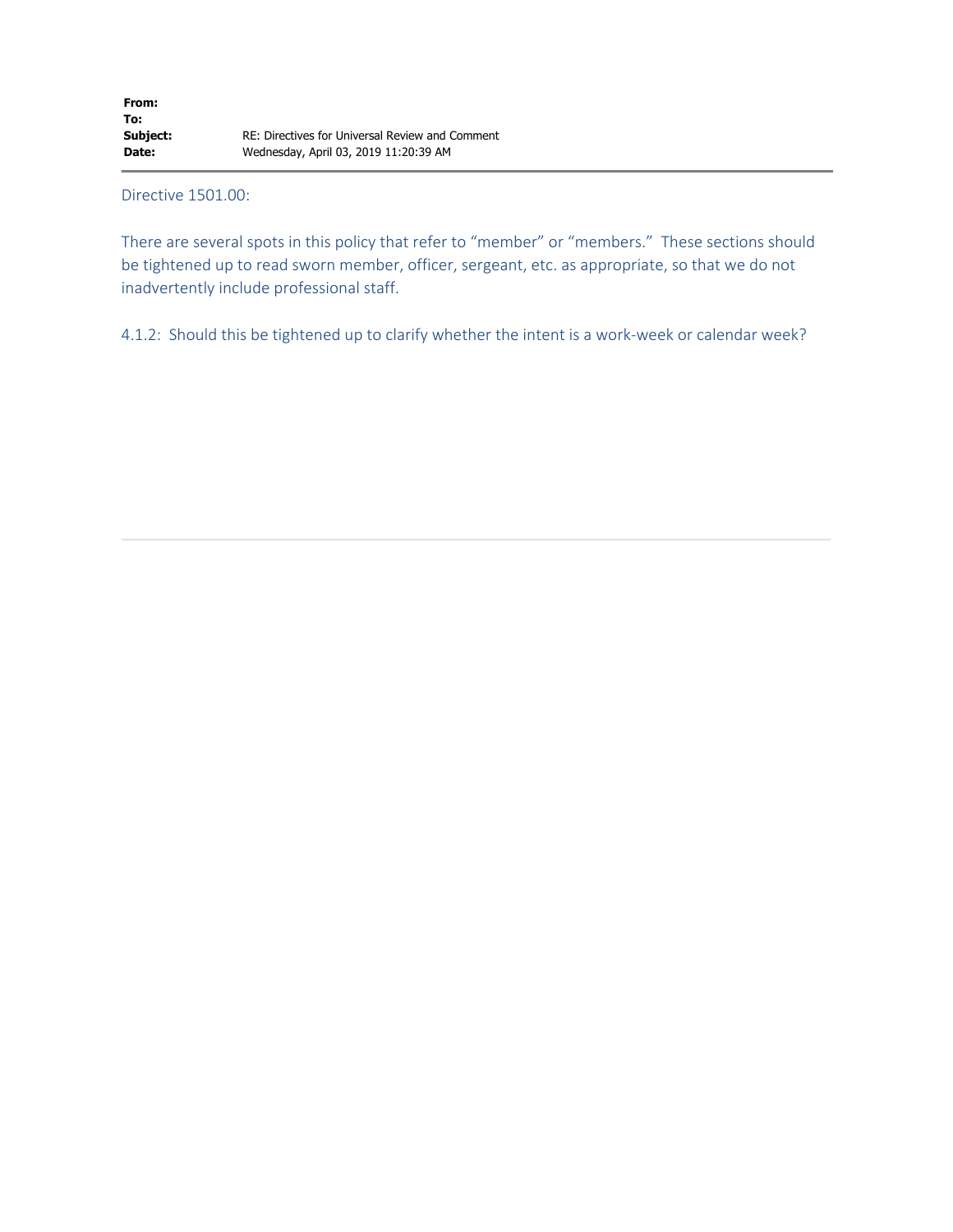**From:**
**To:**
**Subject:** RE: Directives for Universal Review and Comment
**Date:** Wednesday, April 03, 2019 11:20:39 AM

---

Directive 1501.00:

There are several spots in this policy that refer to "member" or "members." These sections should be tightened up to read sworn member, officer, sergeant, etc. as appropriate, so that we do not inadvertently include professional staff.

4.1.2: Should this be tightened up to clarify whether the intent is a work-week or calendar week?